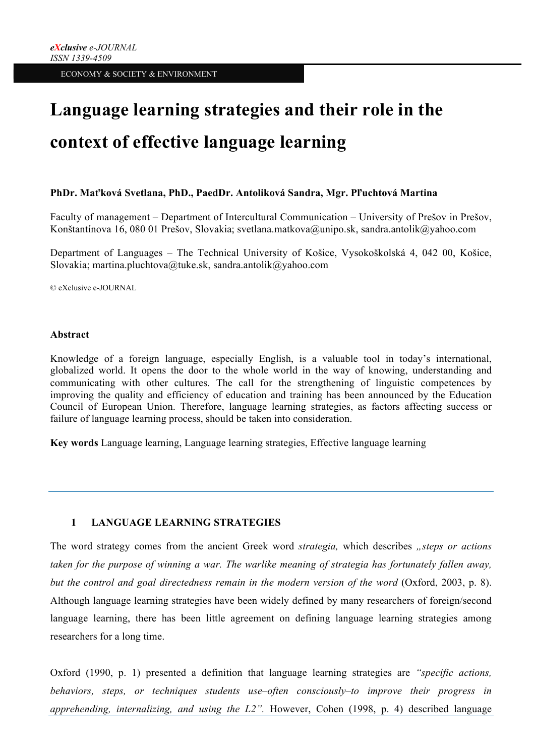*eXclusive e-JOURNAL*
*ISSN 1339-4509*

ECONOMY & SOCIETY & ENVIRONMENT

# Language learning strategies and their role in the context of effective language learning

**PhDr. Maťková Svetlana, PhD., PaedDr. Antoliková Sandra, Mgr. Pľuchtová Martina**

Faculty of management – Department of Intercultural Communication – University of Prešov in Prešov, Konštantínova 16, 080 01 Prešov, Slovakia; svetlana.matkova@unipo.sk, sandra.antolik@yahoo.com

Department of Languages – The Technical University of Košice, Vysokoškolská 4, 042 00, Košice, Slovakia; martina.pluchtova@tuke.sk, sandra.antolik@yahoo.com

© eXclusive e-JOURNAL

**Abstract**

Knowledge of a foreign language, especially English, is a valuable tool in today's international, globalized world. It opens the door to the whole world in the way of knowing, understanding and communicating with other cultures. The call for the strengthening of linguistic competences by improving the quality and efficiency of education and training has been announced by the Education Council of European Union. Therefore, language learning strategies, as factors affecting success or failure of language learning process, should be taken into consideration.

**Key words** Language learning, Language learning strategies, Effective language learning

---

## 1 LANGUAGE LEARNING STRATEGIES

The word strategy comes from the ancient Greek word *strategia,* which describes *„steps or actions taken for the purpose of winning a war. The warlike meaning of strategia has fortunately fallen away, but the control and goal directedness remain in the modern version of the word* (Oxford, 2003, p. 8). Although language learning strategies have been widely defined by many researchers of foreign/second language learning, there has been little agreement on defining language learning strategies among researchers for a long time.

Oxford (1990, p. 1) presented a definition that language learning strategies are *"specific actions, behaviors, steps, or techniques students use–often consciously–to improve their progress in apprehending, internalizing, and using the L2".* However, Cohen (1998, p. 4) described language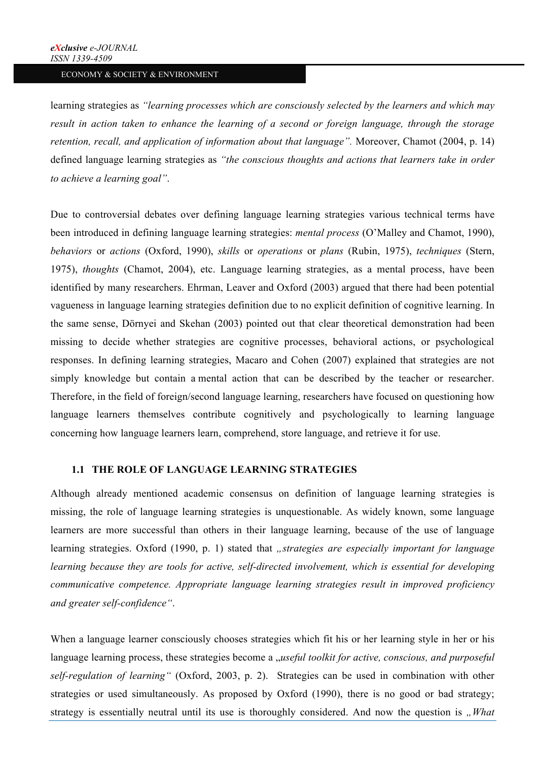learning strategies as *“learning processes which are consciously selected by the learners and which may result in action taken to enhance the learning of a second or foreign language, through the storage retention, recall, and application of information about that language”.* Moreover, Chamot (2004, p. 14) defined language learning strategies as *“the conscious thoughts and actions that learners take in order to achieve a learning goal”*.

Due to controversial debates over defining language learning strategies various technical terms have been introduced in defining language learning strategies: *mental process* (O’Malley and Chamot, 1990), *behaviors* or *actions* (Oxford, 1990), *skills* or *operations* or *plans* (Rubin, 1975), *techniques* (Stern, 1975), *thoughts* (Chamot, 2004), etc. Language learning strategies, as a mental process, have been identified by many researchers. Ehrman, Leaver and Oxford (2003) argued that there had been potential vagueness in language learning strategies definition due to no explicit definition of cognitive learning. In the same sense, Dörnyei and Skehan (2003) pointed out that clear theoretical demonstration had been missing to decide whether strategies are cognitive processes, behavioral actions, or psychological responses. In defining learning strategies, Macaro and Cohen (2007) explained that strategies are not simply knowledge but contain a mental action that can be described by the teacher or researcher. Therefore, in the field of foreign/second language learning, researchers have focused on questioning how language learners themselves contribute cognitively and psychologically to learning language concerning how language learners learn, comprehend, store language, and retrieve it for use.

### 1.1 THE ROLE OF LANGUAGE LEARNING STRATEGIES

Although already mentioned academic consensus on definition of language learning strategies is missing, the role of language learning strategies is unquestionable. As widely known, some language learners are more successful than others in their language learning, because of the use of language learning strategies. Oxford (1990, p. 1) stated that *„strategies are especially important for language learning because they are tools for active, self-directed involvement, which is essential for developing communicative competence. Appropriate language learning strategies result in improved proficiency and greater self-confidence“*.

When a language learner consciously chooses strategies which fit his or her learning style in her or his language learning process, these strategies become a „*useful toolkit for active, conscious, and purposeful self-regulation of learning“* (Oxford, 2003, p. 2). Strategies can be used in combination with other strategies or used simultaneously. As proposed by Oxford (1990), there is no good or bad strategy; strategy is essentially neutral until its use is thoroughly considered. And now the question is *„What*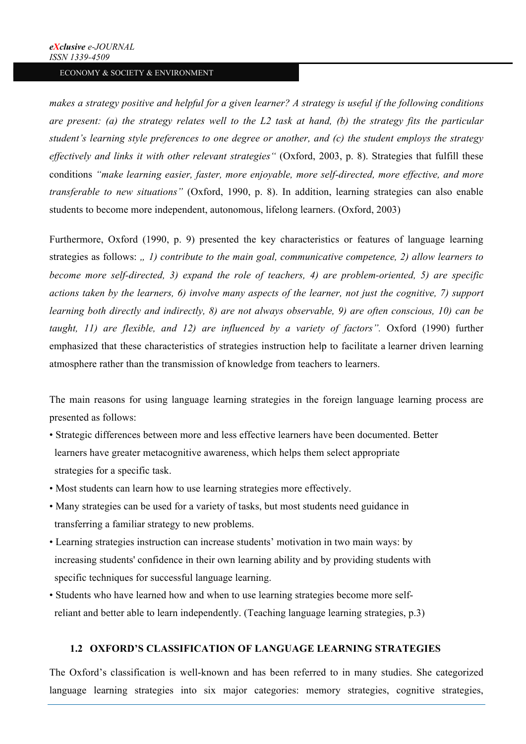*makes a strategy positive and helpful for a given learner? A strategy is useful if the following conditions are present: (a) the strategy relates well to the L2 task at hand, (b) the strategy fits the particular student's learning style preferences to one degree or another, and (c) the student employs the strategy effectively and links it with other relevant strategies"* (Oxford, 2003, p. 8). Strategies that fulfill these conditions *"make learning easier, faster, more enjoyable, more self-directed, more effective, and more transferable to new situations"* (Oxford, 1990, p. 8). In addition, learning strategies can also enable students to become more independent, autonomous, lifelong learners. (Oxford, 2003)

Furthermore, Oxford (1990, p. 9) presented the key characteristics or features of language learning strategies as follows: *„ 1) contribute to the main goal, communicative competence, 2) allow learners to become more self-directed, 3) expand the role of teachers, 4) are problem-oriented, 5) are specific actions taken by the learners, 6) involve many aspects of the learner, not just the cognitive, 7) support learning both directly and indirectly, 8) are not always observable, 9) are often conscious, 10) can be taught, 11) are flexible, and 12) are influenced by a variety of factors".* Oxford (1990) further emphasized that these characteristics of strategies instruction help to facilitate a learner driven learning atmosphere rather than the transmission of knowledge from teachers to learners.

The main reasons for using language learning strategies in the foreign language learning process are presented as follows:

- Strategic differences between more and less effective learners have been documented. Better learners have greater metacognitive awareness, which helps them select appropriate strategies for a specific task.
- Most students can learn how to use learning strategies more effectively.
- Many strategies can be used for a variety of tasks, but most students need guidance in transferring a familiar strategy to new problems.
- Learning strategies instruction can increase students' motivation in two main ways: by increasing students' confidence in their own learning ability and by providing students with specific techniques for successful language learning.
- Students who have learned how and when to use learning strategies become more self-reliant and better able to learn independently. (Teaching language learning strategies, p.3)

## 1.2 OXFORD'S CLASSIFICATION OF LANGUAGE LEARNING STRATEGIES

The Oxford's classification is well-known and has been referred to in many studies. She categorized language learning strategies into six major categories: memory strategies, cognitive strategies,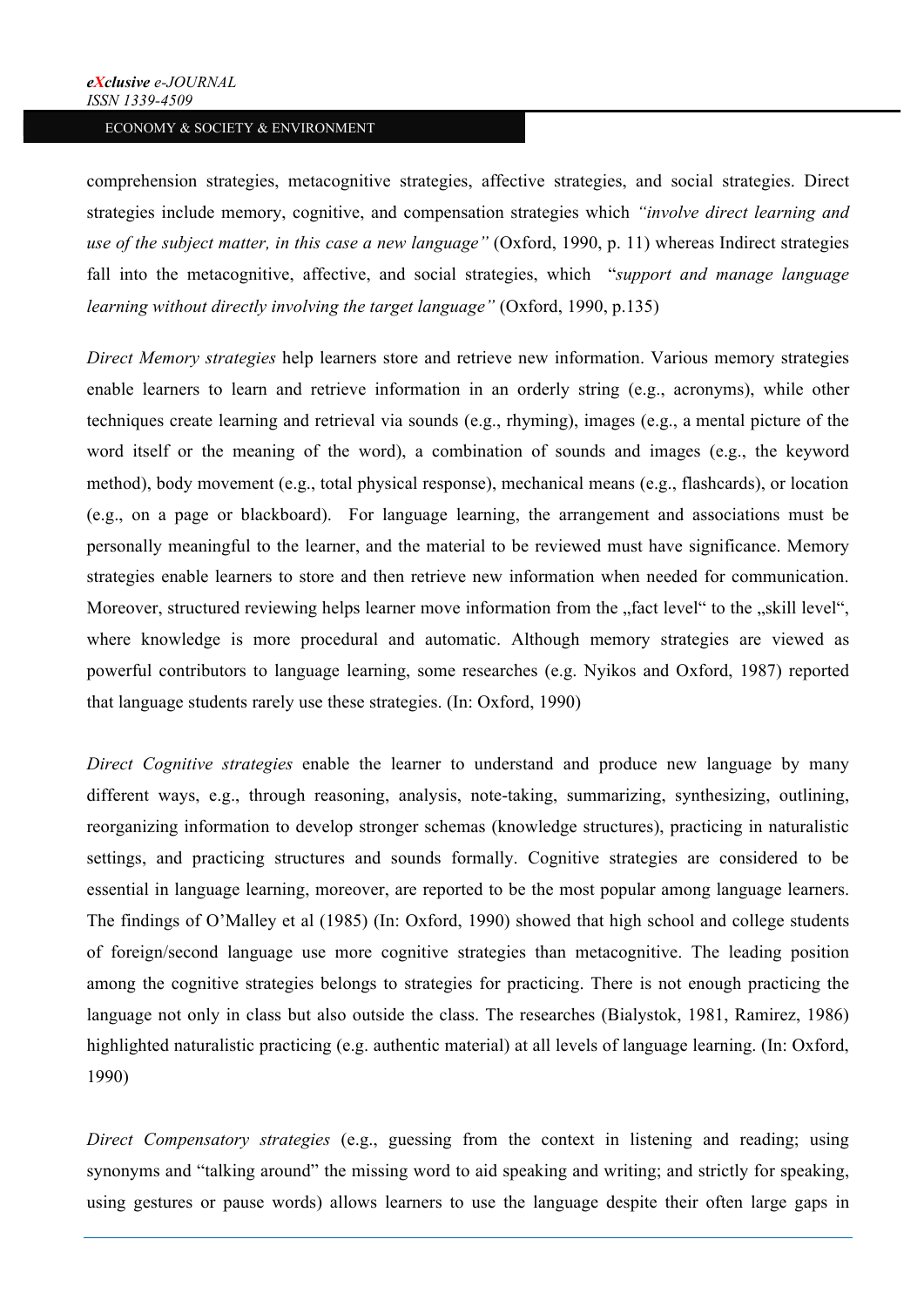comprehension strategies, metacognitive strategies, affective strategies, and social strategies. Direct strategies include memory, cognitive, and compensation strategies which *"involve direct learning and use of the subject matter, in this case a new language"* (Oxford, 1990, p. 11) whereas Indirect strategies fall into the metacognitive, affective, and social strategies, which "*support and manage language learning without directly involving the target language"* (Oxford, 1990, p.135)

*Direct Memory strategies* help learners store and retrieve new information. Various memory strategies enable learners to learn and retrieve information in an orderly string (e.g., acronyms), while other techniques create learning and retrieval via sounds (e.g., rhyming), images (e.g., a mental picture of the word itself or the meaning of the word), a combination of sounds and images (e.g., the keyword method), body movement (e.g., total physical response), mechanical means (e.g., flashcards), or location (e.g., on a page or blackboard). For language learning, the arrangement and associations must be personally meaningful to the learner, and the material to be reviewed must have significance. Memory strategies enable learners to store and then retrieve new information when needed for communication. Moreover, structured reviewing helps learner move information from the „fact level" to the „skill level", where knowledge is more procedural and automatic. Although memory strategies are viewed as powerful contributors to language learning, some researches (e.g. Nyikos and Oxford, 1987) reported that language students rarely use these strategies. (In: Oxford, 1990)

*Direct Cognitive strategies* enable the learner to understand and produce new language by many different ways, e.g., through reasoning, analysis, note-taking, summarizing, synthesizing, outlining, reorganizing information to develop stronger schemas (knowledge structures), practicing in naturalistic settings, and practicing structures and sounds formally. Cognitive strategies are considered to be essential in language learning, moreover, are reported to be the most popular among language learners. The findings of O'Malley et al (1985) (In: Oxford, 1990) showed that high school and college students of foreign/second language use more cognitive strategies than metacognitive. The leading position among the cognitive strategies belongs to strategies for practicing. There is not enough practicing the language not only in class but also outside the class. The researches (Bialystok, 1981, Ramirez, 1986) highlighted naturalistic practicing (e.g. authentic material) at all levels of language learning. (In: Oxford, 1990)

*Direct Compensatory strategies* (e.g., guessing from the context in listening and reading; using synonyms and "talking around" the missing word to aid speaking and writing; and strictly for speaking, using gestures or pause words) allows learners to use the language despite their often large gaps in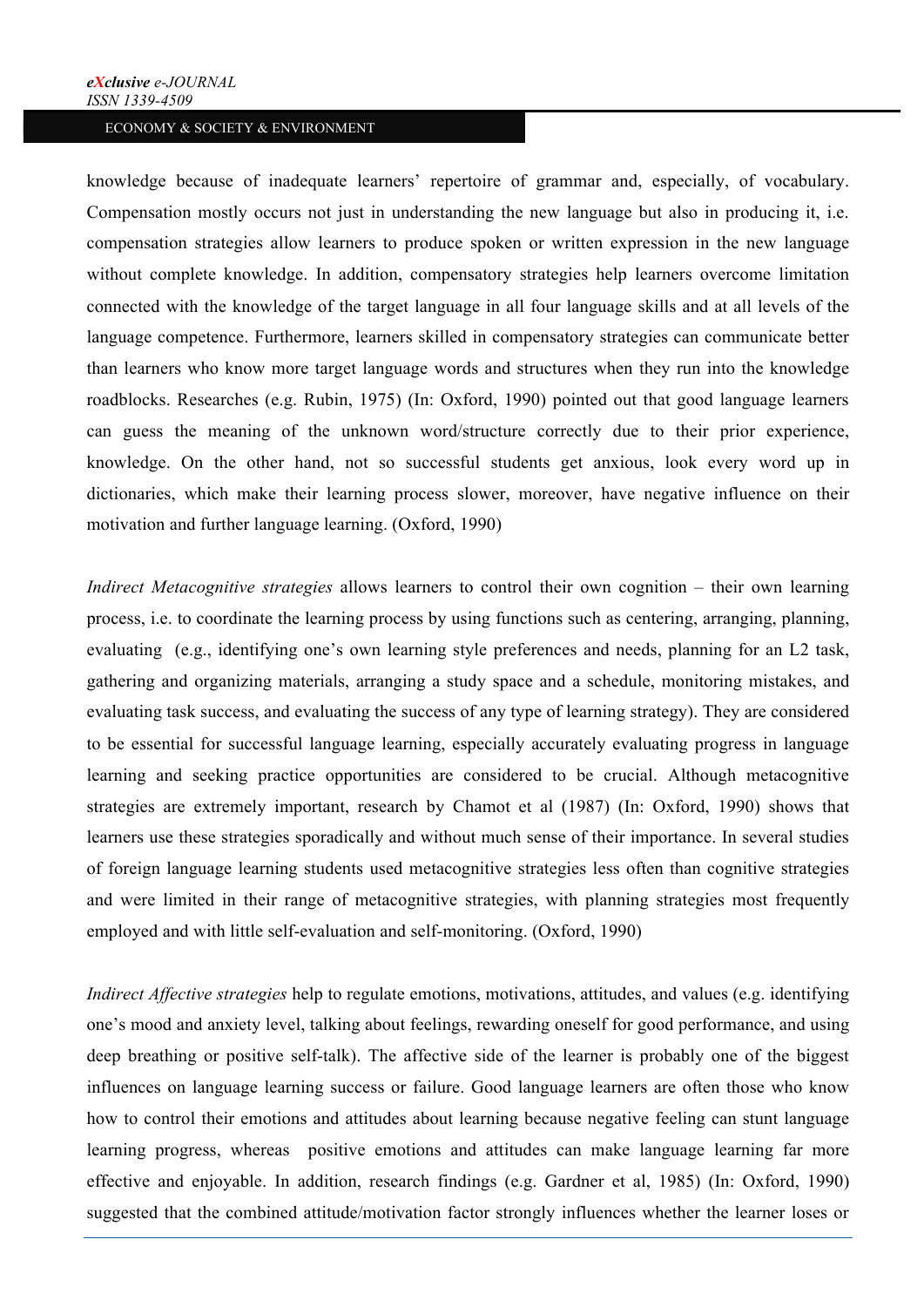knowledge because of inadequate learners' repertoire of grammar and, especially, of vocabulary. Compensation mostly occurs not just in understanding the new language but also in producing it, i.e. compensation strategies allow learners to produce spoken or written expression in the new language without complete knowledge. In addition, compensatory strategies help learners overcome limitation connected with the knowledge of the target language in all four language skills and at all levels of the language competence. Furthermore, learners skilled in compensatory strategies can communicate better than learners who know more target language words and structures when they run into the knowledge roadblocks. Researches (e.g. Rubin, 1975) (In: Oxford, 1990) pointed out that good language learners can guess the meaning of the unknown word/structure correctly due to their prior experience, knowledge. On the other hand, not so successful students get anxious, look every word up in dictionaries, which make their learning process slower, moreover, have negative influence on their motivation and further language learning. (Oxford, 1990)

*Indirect Metacognitive strategies* allows learners to control their own cognition – their own learning process, i.e. to coordinate the learning process by using functions such as centering, arranging, planning, evaluating (e.g., identifying one's own learning style preferences and needs, planning for an L2 task, gathering and organizing materials, arranging a study space and a schedule, monitoring mistakes, and evaluating task success, and evaluating the success of any type of learning strategy). They are considered to be essential for successful language learning, especially accurately evaluating progress in language learning and seeking practice opportunities are considered to be crucial. Although metacognitive strategies are extremely important, research by Chamot et al (1987) (In: Oxford, 1990) shows that learners use these strategies sporadically and without much sense of their importance. In several studies of foreign language learning students used metacognitive strategies less often than cognitive strategies and were limited in their range of metacognitive strategies, with planning strategies most frequently employed and with little self-evaluation and self-monitoring. (Oxford, 1990)

*Indirect Affective strategies* help to regulate emotions, motivations, attitudes, and values (e.g. identifying one's mood and anxiety level, talking about feelings, rewarding oneself for good performance, and using deep breathing or positive self-talk). The affective side of the learner is probably one of the biggest influences on language learning success or failure. Good language learners are often those who know how to control their emotions and attitudes about learning because negative feeling can stunt language learning progress, whereas positive emotions and attitudes can make language learning far more effective and enjoyable. In addition, research findings (e.g. Gardner et al, 1985) (In: Oxford, 1990) suggested that the combined attitude/motivation factor strongly influences whether the learner loses or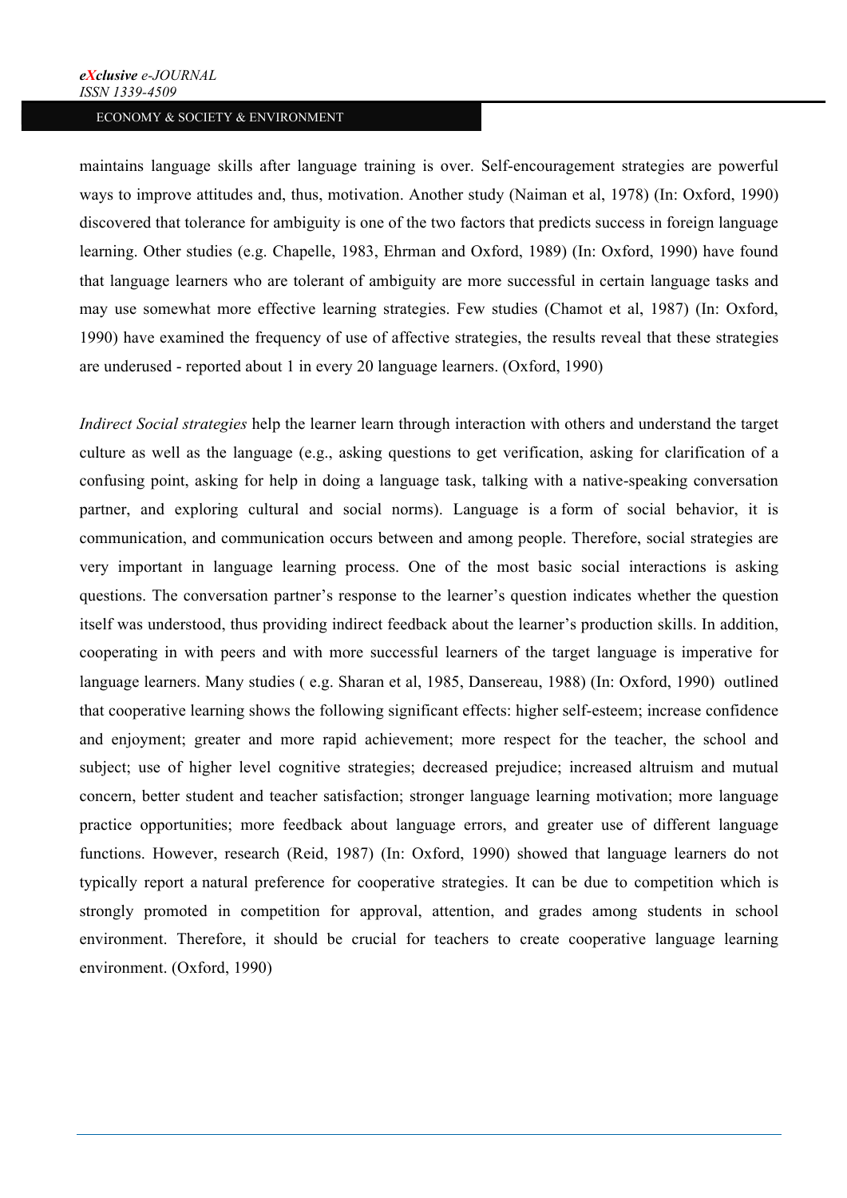maintains language skills after language training is over. Self-encouragement strategies are powerful ways to improve attitudes and, thus, motivation. Another study (Naiman et al, 1978) (In: Oxford, 1990) discovered that tolerance for ambiguity is one of the two factors that predicts success in foreign language learning. Other studies (e.g. Chapelle, 1983, Ehrman and Oxford, 1989) (In: Oxford, 1990) have found that language learners who are tolerant of ambiguity are more successful in certain language tasks and may use somewhat more effective learning strategies. Few studies (Chamot et al, 1987) (In: Oxford, 1990) have examined the frequency of use of affective strategies, the results reveal that these strategies are underused - reported about 1 in every 20 language learners. (Oxford, 1990)

*Indirect Social strategies* help the learner learn through interaction with others and understand the target culture as well as the language (e.g., asking questions to get verification, asking for clarification of a confusing point, asking for help in doing a language task, talking with a native-speaking conversation partner, and exploring cultural and social norms). Language is a form of social behavior, it is communication, and communication occurs between and among people. Therefore, social strategies are very important in language learning process. One of the most basic social interactions is asking questions. The conversation partner's response to the learner's question indicates whether the question itself was understood, thus providing indirect feedback about the learner's production skills. In addition, cooperating in with peers and with more successful learners of the target language is imperative for language learners. Many studies ( e.g. Sharan et al, 1985, Dansereau, 1988) (In: Oxford, 1990) outlined that cooperative learning shows the following significant effects: higher self-esteem; increase confidence and enjoyment; greater and more rapid achievement; more respect for the teacher, the school and subject; use of higher level cognitive strategies; decreased prejudice; increased altruism and mutual concern, better student and teacher satisfaction; stronger language learning motivation; more language practice opportunities; more feedback about language errors, and greater use of different language functions. However, research (Reid, 1987) (In: Oxford, 1990) showed that language learners do not typically report a natural preference for cooperative strategies. It can be due to competition which is strongly promoted in competition for approval, attention, and grades among students in school environment. Therefore, it should be crucial for teachers to create cooperative language learning environment. (Oxford, 1990)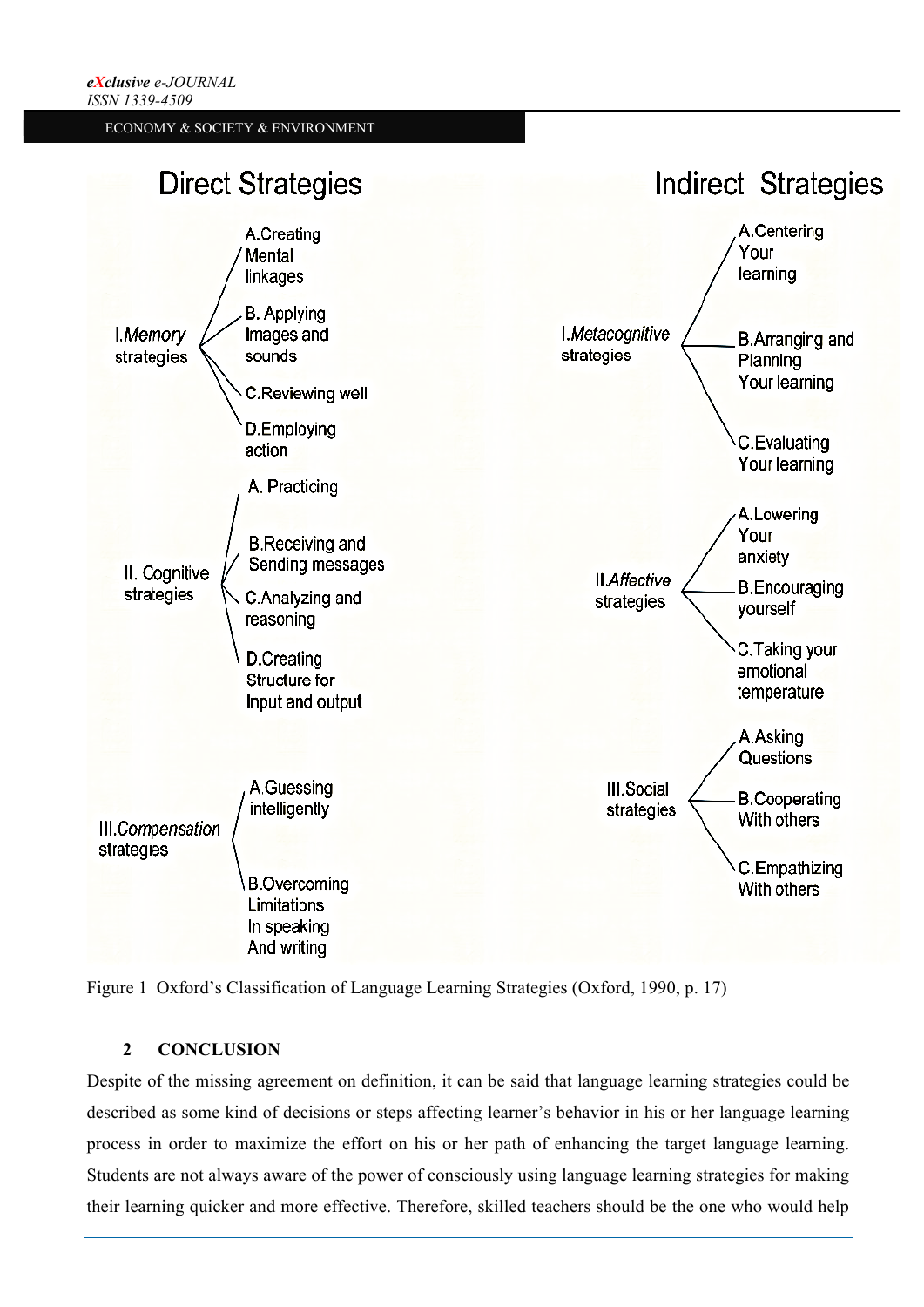**Direct Strategies**

- I. *Memory* strategies
  - A. Creating Mental linkages
  - B. Applying Images and sounds
  - C. Reviewing well
  - D. Employing action
- II. Cognitive strategies
  - A. Practicing
  - B. Receiving and Sending messages
  - C. Analyzing and reasoning
  - D. Creating Structure for Input and output
- III. *Compensation* strategies
  - A. Guessing intelligently
  - B. Overcoming Limitations In speaking And writing

**Indirect Strategies**

- I. *Metacognitive* strategies
  - A. Centering Your learning
  - B. Arranging and Planning Your learning
  - C. Evaluating Your learning
- II. *Affective* strategies
  - A. Lowering Your anxiety
  - B. Encouraging yourself
  - C. Taking your emotional temperature
- III. Social strategies
  - A. Asking Questions
  - B. Cooperating With others
  - C. Empathizing With others

Figure 1 Oxford's Classification of Language Learning Strategies (Oxford, 1990, p. 17)

## 2 CONCLUSION

Despite of the missing agreement on definition, it can be said that language learning strategies could be described as some kind of decisions or steps affecting learner's behavior in his or her language learning process in order to maximize the effort on his or her path of enhancing the target language learning. Students are not always aware of the power of consciously using language learning strategies for making their learning quicker and more effective. Therefore, skilled teachers should be the one who would help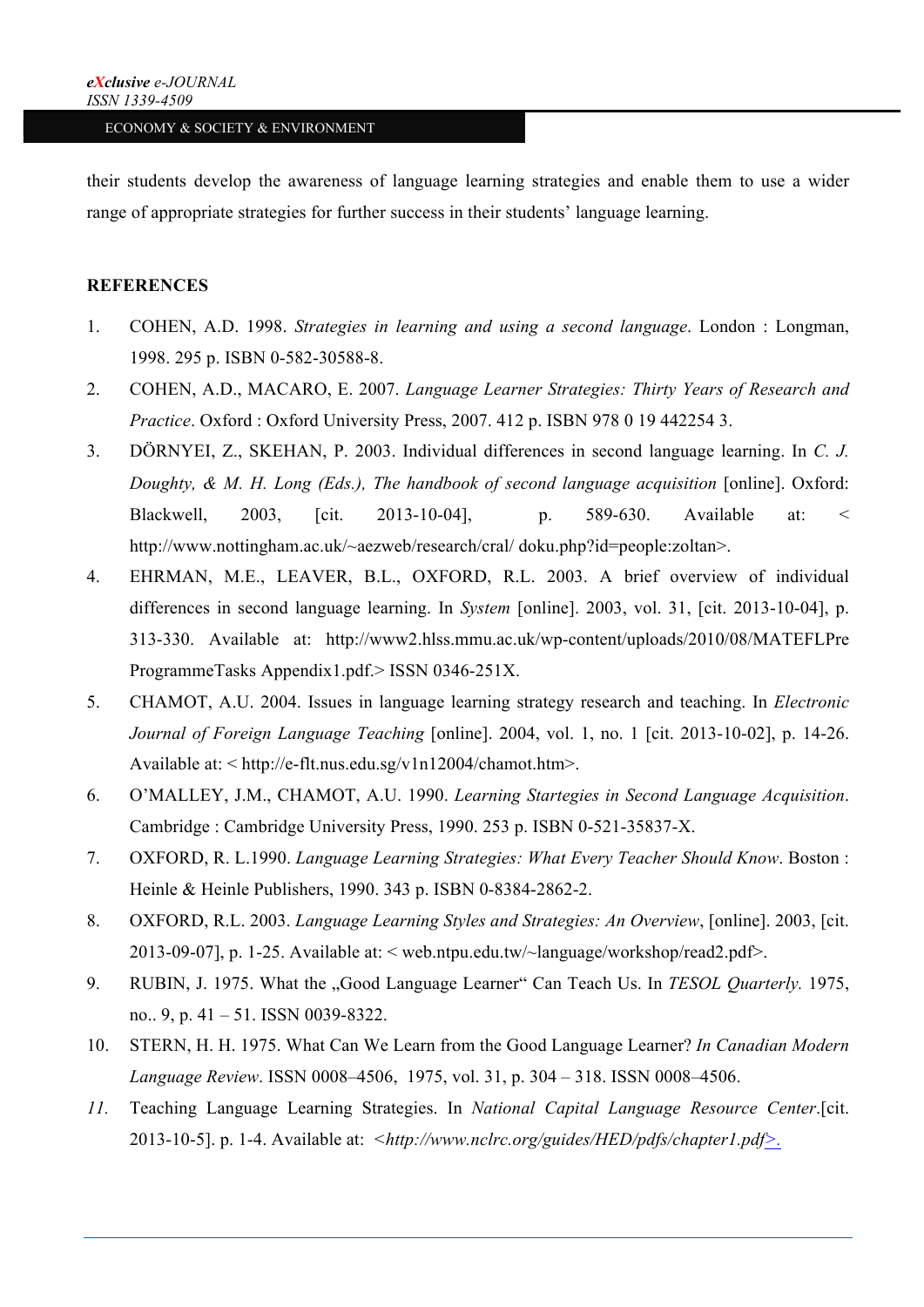their students develop the awareness of language learning strategies and enable them to use a wider range of appropriate strategies for further success in their students' language learning.

## REFERENCES

1. COHEN, A.D. 1998. *Strategies in learning and using a second language*. London : Longman, 1998. 295 p. ISBN 0-582-30588-8.
2. COHEN, A.D., MACARO, E. 2007. *Language Learner Strategies: Thirty Years of Research and Practice*. Oxford : Oxford University Press, 2007. 412 p. ISBN 978 0 19 442254 3.
3. DÖRNYEI, Z., SKEHAN, P. 2003. Individual differences in second language learning. In *C. J. Doughty, & M. H. Long (Eds.), The handbook of second language acquisition* [online]. Oxford: Blackwell, 2003, [cit. 2013-10-04], p. 589-630. Available at: < http://www.nottingham.ac.uk/~aezweb/research/cral/ doku.php?id=people:zoltan>.
4. EHRMAN, M.E., LEAVER, B.L., OXFORD, R.L. 2003. A brief overview of individual differences in second language learning. In *System* [online]. 2003, vol. 31, [cit. 2013-10-04], p. 313-330. Available at: http://www2.hlss.mmu.ac.uk/wp-content/uploads/2010/08/MATEFLPreProgrammeTasks Appendix1.pdf.> ISSN 0346-251X.
5. CHAMOT, A.U. 2004. Issues in language learning strategy research and teaching. In *Electronic Journal of Foreign Language Teaching* [online]. 2004, vol. 1, no. 1 [cit. 2013-10-02], p. 14-26. Available at: < http://e-flt.nus.edu.sg/v1n12004/chamot.htm>.
6. O'MALLEY, J.M., CHAMOT, A.U. 1990. *Learning Startegies in Second Language Acquisition*. Cambridge : Cambridge University Press, 1990. 253 p. ISBN 0-521-35837-X.
7. OXFORD, R. L.1990. *Language Learning Strategies: What Every Teacher Should Know*. Boston : Heinle & Heinle Publishers, 1990. 343 p. ISBN 0-8384-2862-2.
8. OXFORD, R.L. 2003. *Language Learning Styles and Strategies: An Overview*, [online]. 2003, [cit. 2013-09-07], p. 1-25. Available at: < web.ntpu.edu.tw/~language/workshop/read2.pdf>.
9. RUBIN, J. 1975. What the „Good Language Learner" Can Teach Us. In *TESOL Quarterly.* 1975, no.. 9, p. 41 – 51. ISSN 0039-8322.
10. STERN, H. H. 1975. What Can We Learn from the Good Language Learner? *In Canadian Modern Language Review*. ISSN 0008–4506, 1975, vol. 31, p. 304 – 318. ISSN 0008–4506.
11. Teaching Language Learning Strategies. In *National Capital Language Resource Center*.[cit. 2013-10-5]. p. 1-4. Available at: *<http://www.nclrc.org/guides/HED/pdfs/chapter1.pdf*>.